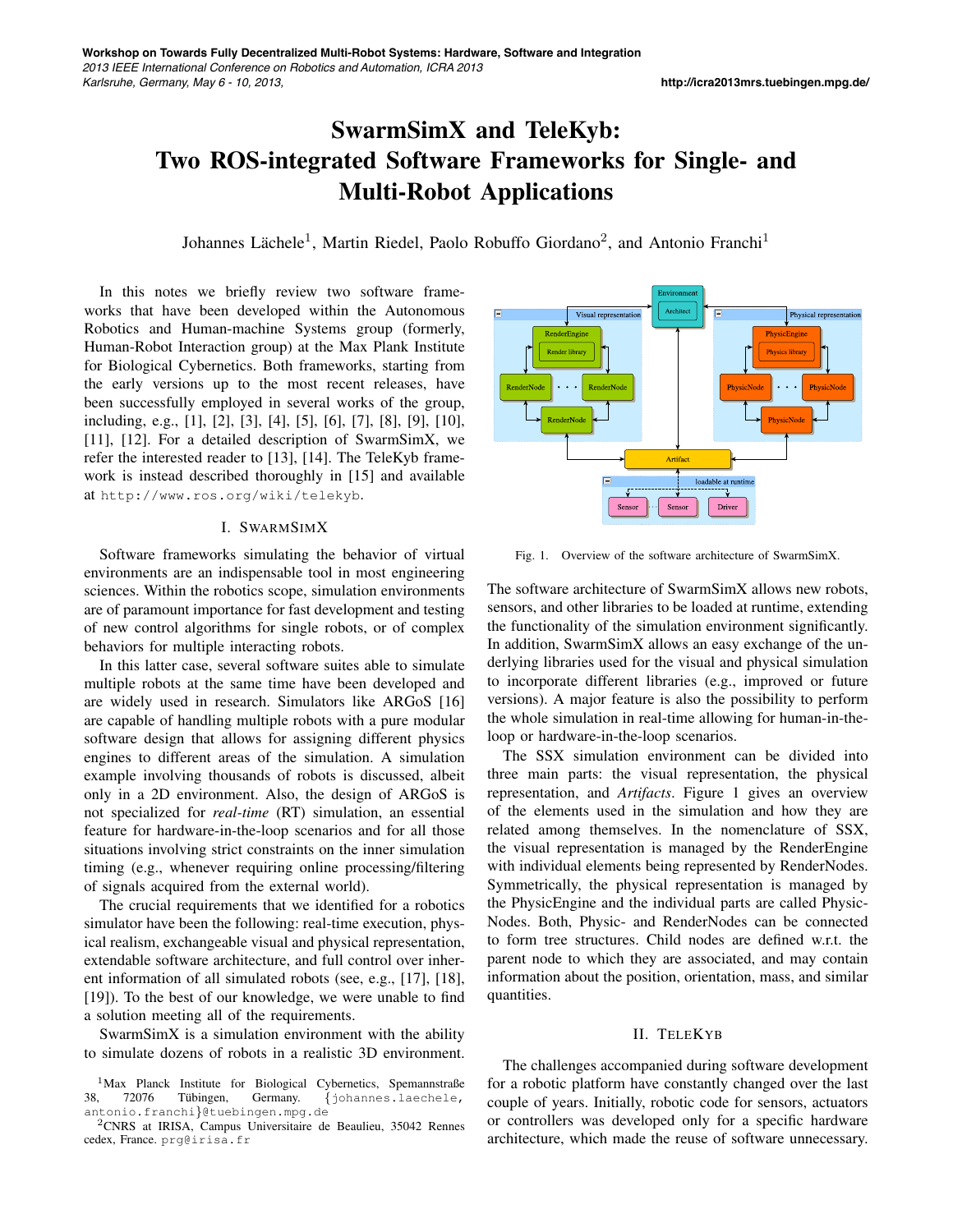Workshop on Towards Fully Decentralized Multi-Robot Systems: Hardware, Software and Integration
*2013 IEEE International Conference on Robotics and Automation, ICRA 2013*
*Karlsruhe, Germany, May 6 - 10, 2013,* **http://icra2013mrs.tuebingen.mpg.de/**

# SwarmSimX and TeleKyb: Two ROS-integrated Software Frameworks for Single- and Multi-Robot Applications

Johannes Lächele[1], Martin Riedel, Paolo Robuffo Giordano[2], and Antonio Franchi[1]

In this notes we briefly review two software frameworks that have been developed within the Autonomous Robotics and Human-machine Systems group (formerly, Human-Robot Interaction group) at the Max Plank Institute for Biological Cybernetics. Both frameworks, starting from the early versions up to the most recent releases, have been successfully employed in several works of the group, including, e.g., [1], [2], [3], [4], [5], [6], [7], [8], [9], [10], [11], [12]. For a detailed description of SwarmSimX, we refer the interested reader to [13], [14]. The TeleKyb framework is instead described thoroughly in [15] and available at `http://www.ros.org/wiki/telekyb`.

## I. SwarmSimX

Software frameworks simulating the behavior of virtual environments are an indispensable tool in most engineering sciences. Within the robotics scope, simulation environments are of paramount importance for fast development and testing of new control algorithms for single robots, or of complex behaviors for multiple interacting robots.

In this latter case, several software suites able to simulate multiple robots at the same time have been developed and are widely used in research. Simulators like ARGoS [16] are capable of handling multiple robots with a pure modular software design that allows for assigning different physics engines to different areas of the simulation. A simulation example involving thousands of robots is discussed, albeit only in a 2D environment. Also, the design of ARGoS is not specialized for *real-time* (RT) simulation, an essential feature for hardware-in-the-loop scenarios and for all those situations involving strict constraints on the inner simulation timing (e.g., whenever requiring online processing/filtering of signals acquired from the external world).

The crucial requirements that we identified for a robotics simulator have been the following: real-time execution, physical realism, exchangeable visual and physical representation, extendable software architecture, and full control over inherent information of all simulated robots (see, e.g., [17], [18], [19]). To the best of our knowledge, we were unable to find a solution meeting all of the requirements.

SwarmSimX is a simulation environment with the ability to simulate dozens of robots in a realistic 3D environment.

Fig. 1. Overview of the software architecture of SwarmSimX.

The software architecture of SwarmSimX allows new robots, sensors, and other libraries to be loaded at runtime, extending the functionality of the simulation environment significantly. In addition, SwarmSimX allows an easy exchange of the underlying libraries used for the visual and physical simulation to incorporate different libraries (e.g., improved or future versions). A major feature is also the possibility to perform the whole simulation in real-time allowing for human-in-the-loop or hardware-in-the-loop scenarios.

The SSX simulation environment can be divided into three main parts: the visual representation, the physical representation, and *Artifacts*. Figure 1 gives an overview of the elements used in the simulation and how they are related among themselves. In the nomenclature of SSX, the visual representation is managed by the RenderEngine with individual elements being represented by RenderNodes. Symmetrically, the physical representation is managed by the PhysicEngine and the individual parts are called PhysicNodes. Both, Physic- and RenderNodes can be connected to form tree structures. Child nodes are defined w.r.t. the parent node to which they are associated, and may contain information about the position, orientation, mass, and similar quantities.

## II. TeleKyb

The challenges accompanied during software development for a robotic platform have constantly changed over the last couple of years. Initially, robotic code for sensors, actuators or controllers was developed only for a specific hardware architecture, which made the reuse of software unnecessary.

[1]Max Planck Institute for Biological Cybernetics, Spemannstraße 38, 72076 Tübingen, Germany. {johannes.laechele, antonio.franchi}@tuebingen.mpg.de

[2]CNRS at IRISA, Campus Universitaire de Beaulieu, 35042 Rennes cedex, France. prg@irisa.fr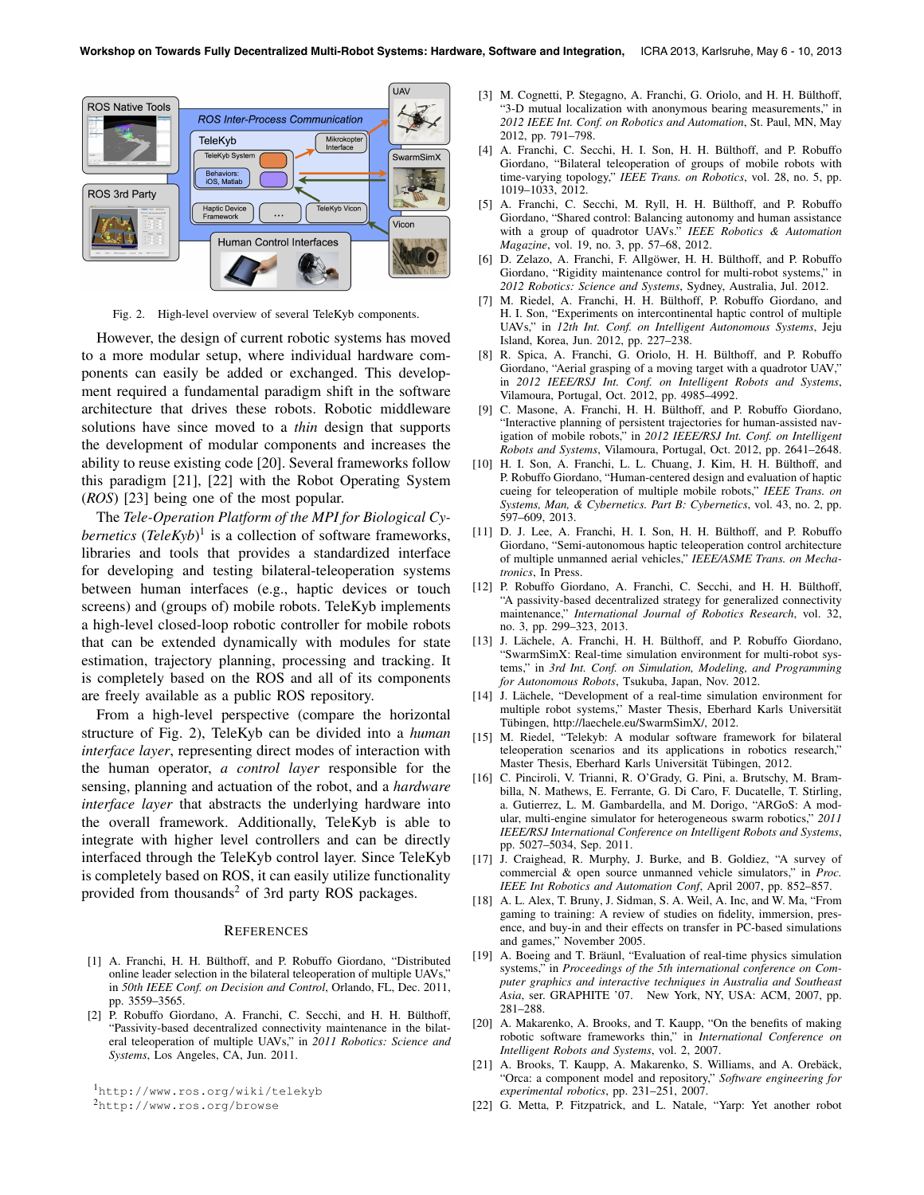Fig. 2. High-level overview of several TeleKyb components.

However, the design of current robotic systems has moved to a more modular setup, where individual hardware components can easily be added or exchanged. This development required a fundamental paradigm shift in the software architecture that drives these robots. Robotic middleware solutions have since moved to a *thin* design that supports the development of modular components and increases the ability to reuse existing code [20]. Several frameworks follow this paradigm [21], [22] with the Robot Operating System (*ROS*) [23] being one of the most popular.

The *Tele-Operation Platform of the MPI for Biological Cybernetics* (*TeleKyb*)[1] is a collection of software frameworks, libraries and tools that provides a standardized interface for developing and testing bilateral-teleoperation systems between human interfaces (e.g., haptic devices or touch screens) and (groups of) mobile robots. TeleKyb implements a high-level closed-loop robotic controller for mobile robots that can be extended dynamically with modules for state estimation, trajectory planning, processing and tracking. It is completely based on the ROS and all of its components are freely available as a public ROS repository.

From a high-level perspective (compare the horizontal structure of Fig. 2), TeleKyb can be divided into a *human interface layer*, representing direct modes of interaction with the human operator, *a control layer* responsible for the sensing, planning and actuation of the robot, and a *hardware interface layer* that abstracts the underlying hardware into the overall framework. Additionally, TeleKyb is able to integrate with higher level controllers and can be directly interfaced through the TeleKyb control layer. Since TeleKyb is completely based on ROS, it can easily utilize functionality provided from thousands[2] of 3rd party ROS packages.

## References

[1] A. Franchi, H. H. Bülthoff, and P. Robuffo Giordano, "Distributed online leader selection in the bilateral teleoperation of multiple UAVs," in *50th IEEE Conf. on Decision and Control*, Orlando, FL, Dec. 2011, pp. 3559–3565.

[2] P. Robuffo Giordano, A. Franchi, C. Secchi, and H. H. Bülthoff, "Passivity-based decentralized connectivity maintenance in the bilateral teleoperation of multiple UAVs," in *2011 Robotics: Science and Systems*, Los Angeles, CA, Jun. 2011.

[3] M. Cognetti, P. Stegagno, A. Franchi, G. Oriolo, and H. H. Bülthoff, "3-D mutual localization with anonymous bearing measurements," in *2012 IEEE Int. Conf. on Robotics and Automation*, St. Paul, MN, May 2012, pp. 791–798.

[4] A. Franchi, C. Secchi, H. I. Son, H. H. Bülthoff, and P. Robuffo Giordano, "Bilateral teleoperation of groups of mobile robots with time-varying topology," *IEEE Trans. on Robotics*, vol. 28, no. 5, pp. 1019–1033, 2012.

[5] A. Franchi, C. Secchi, M. Ryll, H. H. Bülthoff, and P. Robuffo Giordano, "Shared control: Balancing autonomy and human assistance with a group of quadrotor UAVs." *IEEE Robotics & Automation Magazine*, vol. 19, no. 3, pp. 57–68, 2012.

[6] D. Zelazo, A. Franchi, F. Allgöwer, H. H. Bülthoff, and P. Robuffo Giordano, "Rigidity maintenance control for multi-robot systems," in *2012 Robotics: Science and Systems*, Sydney, Australia, Jul. 2012.

[7] M. Riedel, A. Franchi, H. H. Bülthoff, P. Robuffo Giordano, and H. I. Son, "Experiments on intercontinental haptic control of multiple UAVs," in *12th Int. Conf. on Intelligent Autonomous Systems*, Jeju Island, Korea, Jun. 2012, pp. 227–238.

[8] R. Spica, A. Franchi, G. Oriolo, H. H. Bülthoff, and P. Robuffo Giordano, "Aerial grasping of a moving target with a quadrotor UAV," in *2012 IEEE/RSJ Int. Conf. on Intelligent Robots and Systems*, Vilamoura, Portugal, Oct. 2012, pp. 4985–4992.

[9] C. Masone, A. Franchi, H. H. Bülthoff, and P. Robuffo Giordano, "Interactive planning of persistent trajectories for human-assisted navigation of mobile robots," in *2012 IEEE/RSJ Int. Conf. on Intelligent Robots and Systems*, Vilamoura, Portugal, Oct. 2012, pp. 2641–2648.

[10] H. I. Son, A. Franchi, L. L. Chuang, J. Kim, H. H. Bülthoff, and P. Robuffo Giordano, "Human-centered design and evaluation of haptic cueing for teleoperation of multiple mobile robots," *IEEE Trans. on Systems, Man, & Cybernetics. Part B: Cybernetics*, vol. 43, no. 2, pp. 597–609, 2013.

[11] D. J. Lee, A. Franchi, H. I. Son, H. H. Bülthoff, and P. Robuffo Giordano, "Semi-autonomous haptic teleoperation control architecture of multiple unmanned aerial vehicles," *IEEE/ASME Trans. on Mechatronics*, In Press.

[12] P. Robuffo Giordano, A. Franchi, C. Secchi, and H. H. Bülthoff, "A passivity-based decentralized strategy for generalized connectivity maintenance," *International Journal of Robotics Research*, vol. 32, no. 3, pp. 299–323, 2013.

[13] J. Lächele, A. Franchi, H. H. Bülthoff, and P. Robuffo Giordano, "SwarmSimX: Real-time simulation environment for multi-robot systems," in *3rd Int. Conf. on Simulation, Modeling, and Programming for Autonomous Robots*, Tsukuba, Japan, Nov. 2012.

[14] J. Lächele, "Development of a real-time simulation environment for multiple robot systems," Master Thesis, Eberhard Karls Universität Tübingen, http://laechele.eu/SwarmSimX/, 2012.

[15] M. Riedel, "Telekyb: A modular software framework for bilateral teleoperation scenarios and its applications in robotics research," Master Thesis, Eberhard Karls Universität Tübingen, 2012.

[16] C. Pinciroli, V. Trianni, R. O'Grady, G. Pini, a. Brutschy, M. Brambilla, N. Mathews, E. Ferrante, G. Di Caro, F. Ducatelle, T. Stirling, a. Gutierrez, L. M. Gambardella, and M. Dorigo, "ARGoS: A modular, multi-engine simulator for heterogeneous swarm robotics," *2011 IEEE/RSJ International Conference on Intelligent Robots and Systems*, pp. 5027–5034, Sep. 2011.

[17] J. Craighead, R. Murphy, J. Burke, and B. Goldiez, "A survey of commercial & open source unmanned vehicle simulators," in *Proc. IEEE Int Robotics and Automation Conf*, April 2007, pp. 852–857.

[18] A. L. Alex, T. Bruny, J. Sidman, S. A. Weil, A. Inc, and W. Ma, "From gaming to training: A review of studies on fidelity, immersion, presence, and buy-in and their effects on transfer in PC-based simulations and games," November 2005.

[19] A. Boeing and T. Bräunl, "Evaluation of real-time physics simulation systems," in *Proceedings of the 5th international conference on Computer graphics and interactive techniques in Australia and Southeast Asia*, ser. GRAPHITE '07. New York, NY, USA: ACM, 2007, pp. 281–288.

[20] A. Makarenko, A. Brooks, and T. Kaupp, "On the benefits of making robotic software frameworks thin," in *International Conference on Intelligent Robots and Systems*, vol. 2, 2007.

[21] A. Brooks, T. Kaupp, A. Makarenko, S. Williams, and A. Orebäck, "Orca: a component model and repository," *Software engineering for experimental robotics*, pp. 231–251, 2007.

[22] G. Metta, P. Fitzpatrick, and L. Natale, "Yarp: Yet another robot

[1] http://www.ros.org/wiki/telekyb
[2] http://www.ros.org/browse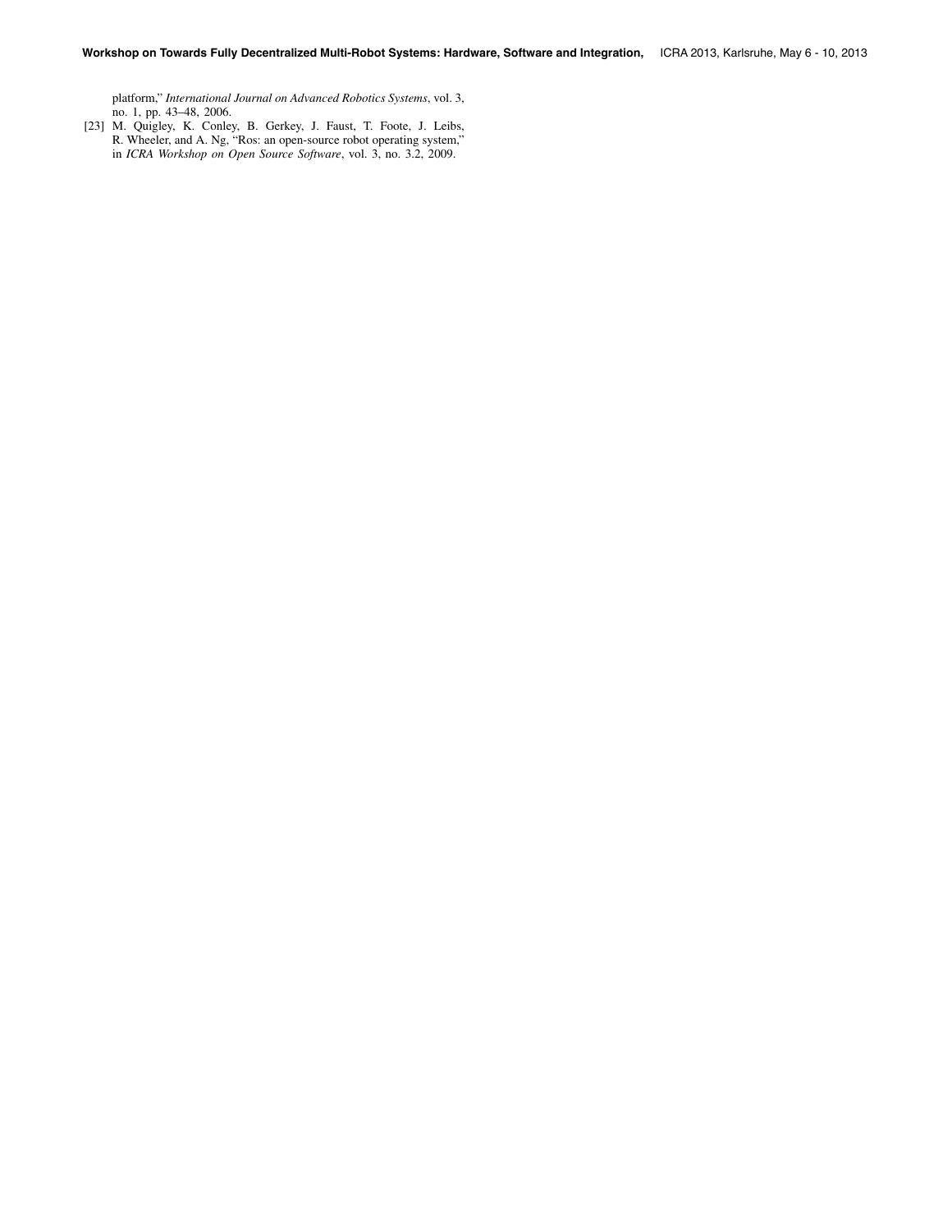platform," *International Journal on Advanced Robotics Systems*, vol. 3, no. 1, pp. 43–48, 2006.

[23] M. Quigley, K. Conley, B. Gerkey, J. Faust, T. Foote, J. Leibs, R. Wheeler, and A. Ng, "Ros: an open-source robot operating system," in *ICRA Workshop on Open Source Software*, vol. 3, no. 3.2, 2009.